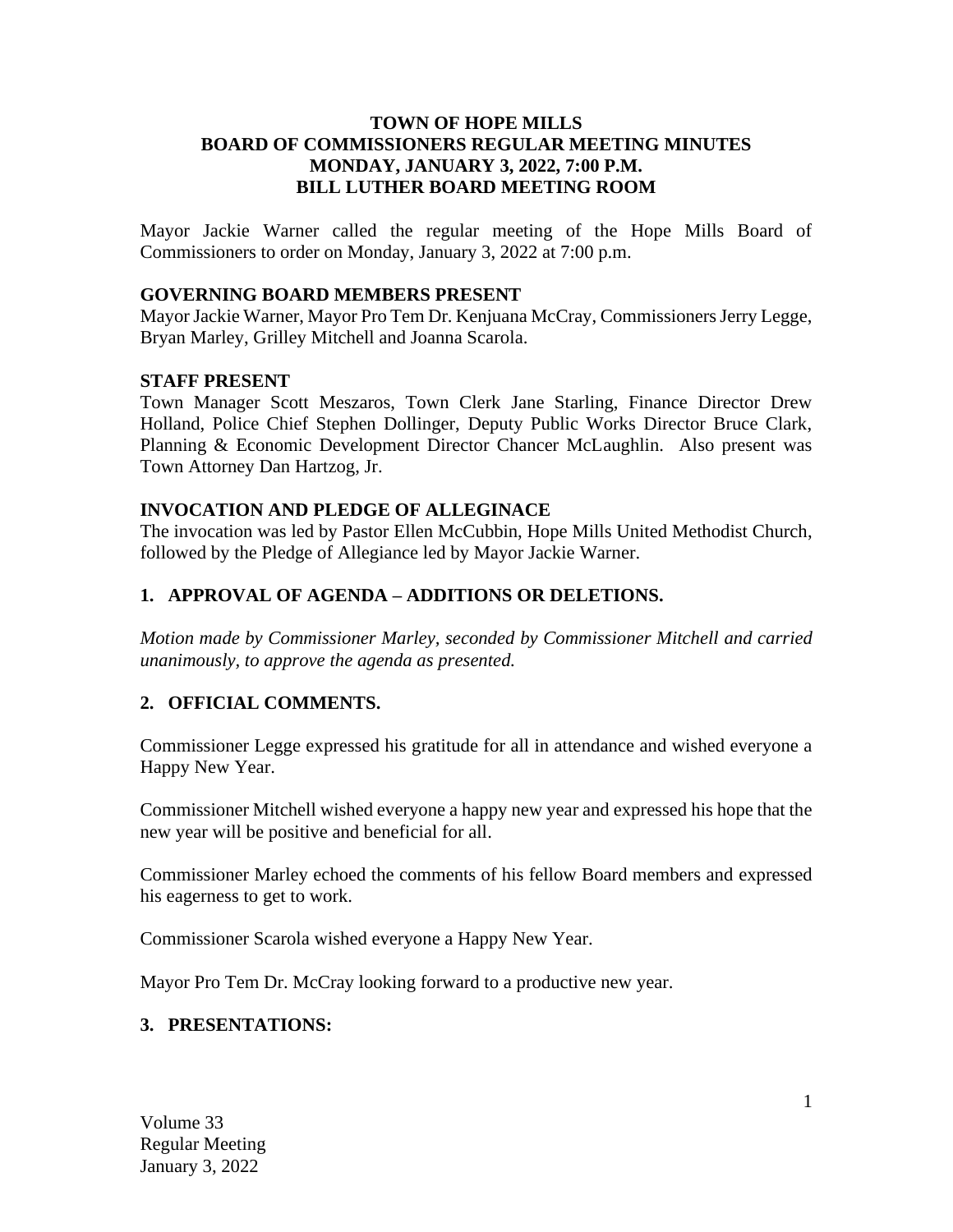# TOWN OF HOPE MILLS
# BOARD OF COMMISSIONERS REGULAR MEETING MINUTES
# MONDAY, JANUARY 3, 2022, 7:00 P.M.
# BILL LUTHER BOARD MEETING ROOM

Mayor Jackie Warner called the regular meeting of the Hope Mills Board of Commissioners to order on Monday, January 3, 2022 at 7:00 p.m.

**GOVERNING BOARD MEMBERS PRESENT**

Mayor Jackie Warner, Mayor Pro Tem Dr. Kenjuana McCray, Commissioners Jerry Legge, Bryan Marley, Grilley Mitchell and Joanna Scarola.

**STAFF PRESENT**

Town Manager Scott Meszaros, Town Clerk Jane Starling, Finance Director Drew Holland, Police Chief Stephen Dollinger, Deputy Public Works Director Bruce Clark, Planning & Economic Development Director Chancer McLaughlin. Also present was Town Attorney Dan Hartzog, Jr.

**INVOCATION AND PLEDGE OF ALLEGINACE**

The invocation was led by Pastor Ellen McCubbin, Hope Mills United Methodist Church, followed by the Pledge of Allegiance led by Mayor Jackie Warner.

## 1. APPROVAL OF AGENDA – ADDITIONS OR DELETIONS.

*Motion made by Commissioner Marley, seconded by Commissioner Mitchell and carried unanimously, to approve the agenda as presented.*

## 2. OFFICIAL COMMENTS.

Commissioner Legge expressed his gratitude for all in attendance and wished everyone a Happy New Year.

Commissioner Mitchell wished everyone a happy new year and expressed his hope that the new year will be positive and beneficial for all.

Commissioner Marley echoed the comments of his fellow Board members and expressed his eagerness to get to work.

Commissioner Scarola wished everyone a Happy New Year.

Mayor Pro Tem Dr. McCray looking forward to a productive new year.

## 3. PRESENTATIONS: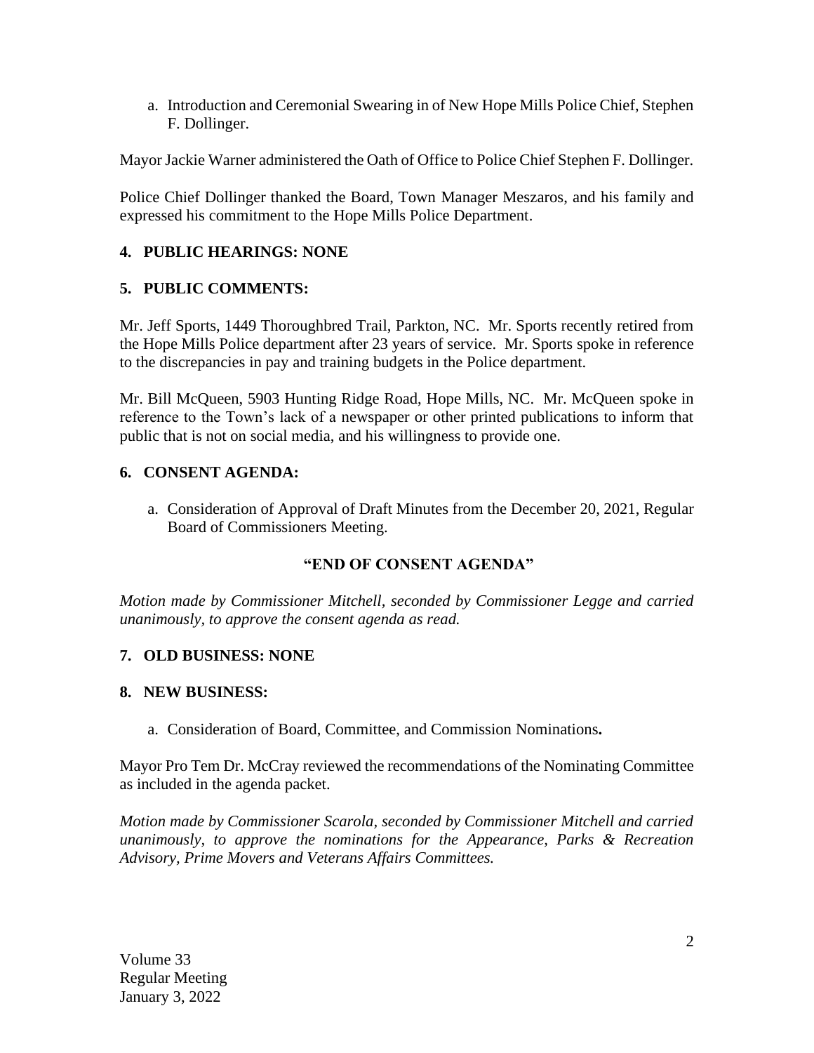a. Introduction and Ceremonial Swearing in of New Hope Mills Police Chief, Stephen F. Dollinger.

Mayor Jackie Warner administered the Oath of Office to Police Chief Stephen F. Dollinger.

Police Chief Dollinger thanked the Board, Town Manager Meszaros, and his family and expressed his commitment to the Hope Mills Police Department.

## 4. PUBLIC HEARINGS: NONE

## 5. PUBLIC COMMENTS:

Mr. Jeff Sports, 1449 Thoroughbred Trail, Parkton, NC. Mr. Sports recently retired from the Hope Mills Police department after 23 years of service. Mr. Sports spoke in reference to the discrepancies in pay and training budgets in the Police department.

Mr. Bill McQueen, 5903 Hunting Ridge Road, Hope Mills, NC. Mr. McQueen spoke in reference to the Town's lack of a newspaper or other printed publications to inform that public that is not on social media, and his willingness to provide one.

## 6. CONSENT AGENDA:

a. Consideration of Approval of Draft Minutes from the December 20, 2021, Regular Board of Commissioners Meeting.

**"END OF CONSENT AGENDA"**

*Motion made by Commissioner Mitchell, seconded by Commissioner Legge and carried unanimously, to approve the consent agenda as read.*

## 7. OLD BUSINESS: NONE

## 8. NEW BUSINESS:

a. Consideration of Board, Committee, and Commission Nominations**.**

Mayor Pro Tem Dr. McCray reviewed the recommendations of the Nominating Committee as included in the agenda packet.

*Motion made by Commissioner Scarola, seconded by Commissioner Mitchell and carried unanimously, to approve the nominations for the Appearance, Parks & Recreation Advisory, Prime Movers and Veterans Affairs Committees.*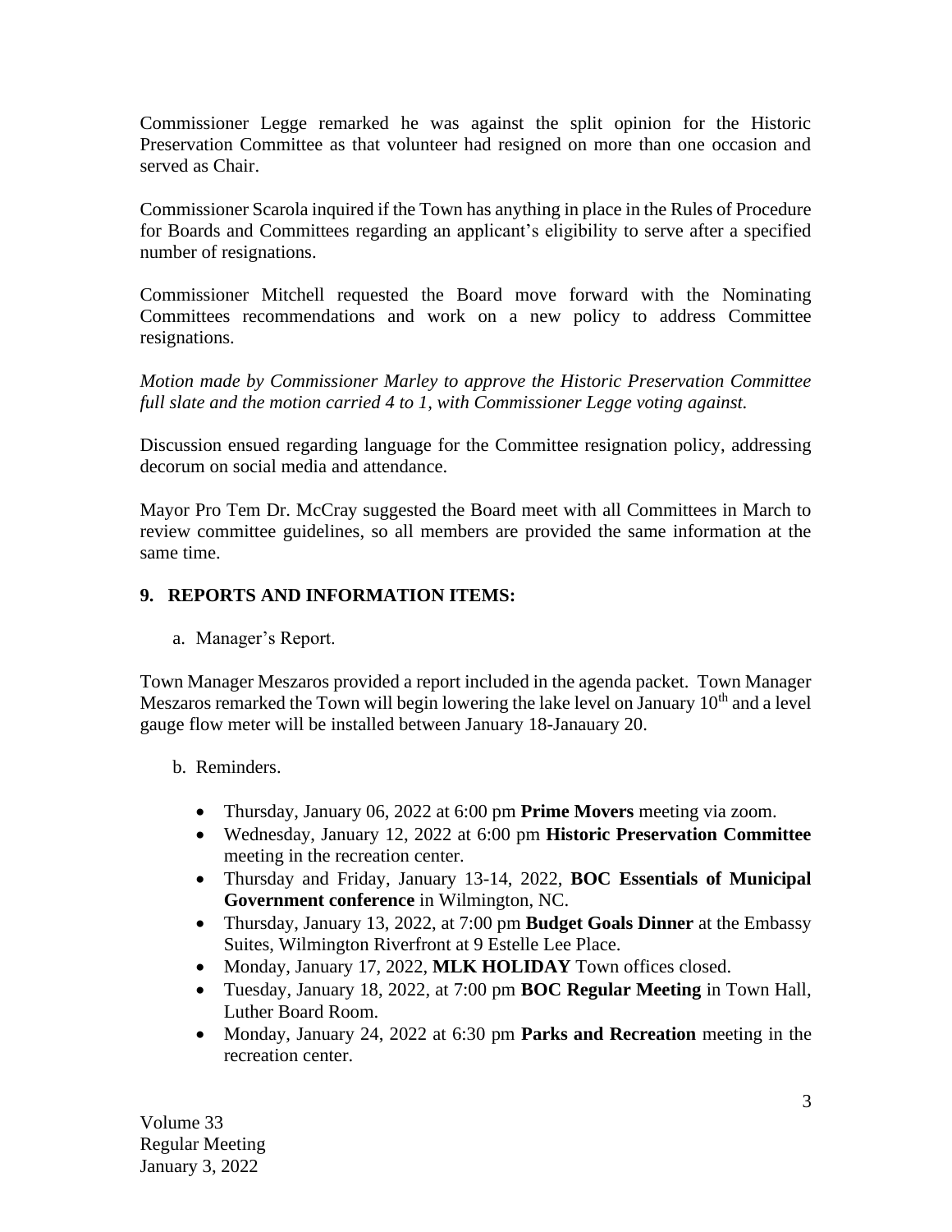Commissioner Legge remarked he was against the split opinion for the Historic Preservation Committee as that volunteer had resigned on more than one occasion and served as Chair.

Commissioner Scarola inquired if the Town has anything in place in the Rules of Procedure for Boards and Committees regarding an applicant's eligibility to serve after a specified number of resignations.

Commissioner Mitchell requested the Board move forward with the Nominating Committees recommendations and work on a new policy to address Committee resignations.

*Motion made by Commissioner Marley to approve the Historic Preservation Committee full slate and the motion carried 4 to 1, with Commissioner Legge voting against.*

Discussion ensued regarding language for the Committee resignation policy, addressing decorum on social media and attendance.

Mayor Pro Tem Dr. McCray suggested the Board meet with all Committees in March to review committee guidelines, so all members are provided the same information at the same time.

## 9. REPORTS AND INFORMATION ITEMS:

a. Manager's Report.

Town Manager Meszaros provided a report included in the agenda packet. Town Manager Meszaros remarked the Town will begin lowering the lake level on January 10th and a level gauge flow meter will be installed between January 18-Janauary 20.

b. Reminders.

- Thursday, January 06, 2022 at 6:00 pm **Prime Movers** meeting via zoom.
- Wednesday, January 12, 2022 at 6:00 pm **Historic Preservation Committee** meeting in the recreation center.
- Thursday and Friday, January 13-14, 2022, **BOC Essentials of Municipal Government conference** in Wilmington, NC.
- Thursday, January 13, 2022, at 7:00 pm **Budget Goals Dinner** at the Embassy Suites, Wilmington Riverfront at 9 Estelle Lee Place.
- Monday, January 17, 2022, **MLK HOLIDAY** Town offices closed.
- Tuesday, January 18, 2022, at 7:00 pm **BOC Regular Meeting** in Town Hall, Luther Board Room.
- Monday, January 24, 2022 at 6:30 pm **Parks and Recreation** meeting in the recreation center.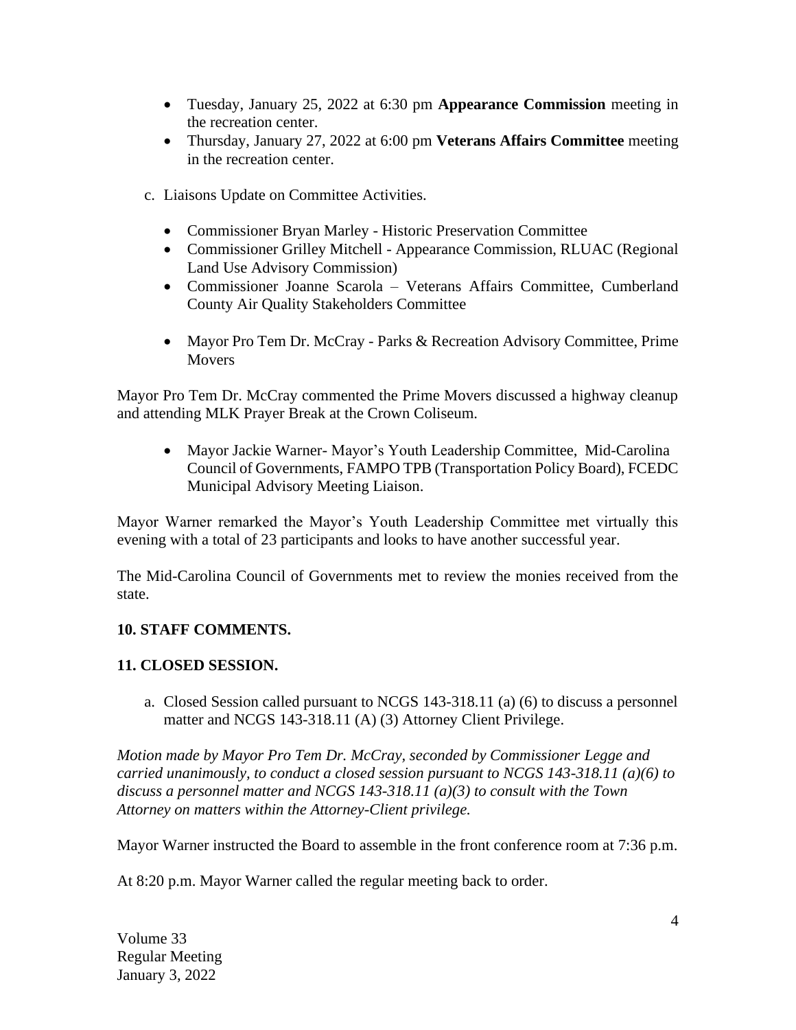- Tuesday, January 25, 2022 at 6:30 pm **Appearance Commission** meeting in the recreation center.
- Thursday, January 27, 2022 at 6:00 pm **Veterans Affairs Committee** meeting in the recreation center.

c. Liaisons Update on Committee Activities.

- Commissioner Bryan Marley - Historic Preservation Committee
- Commissioner Grilley Mitchell - Appearance Commission, RLUAC (Regional Land Use Advisory Commission)
- Commissioner Joanne Scarola – Veterans Affairs Committee, Cumberland County Air Quality Stakeholders Committee
- Mayor Pro Tem Dr. McCray - Parks & Recreation Advisory Committee, Prime Movers

Mayor Pro Tem Dr. McCray commented the Prime Movers discussed a highway cleanup and attending MLK Prayer Break at the Crown Coliseum.

- Mayor Jackie Warner- Mayor's Youth Leadership Committee, Mid-Carolina Council of Governments, FAMPO TPB (Transportation Policy Board), FCEDC Municipal Advisory Meeting Liaison.

Mayor Warner remarked the Mayor's Youth Leadership Committee met virtually this evening with a total of 23 participants and looks to have another successful year.

The Mid-Carolina Council of Governments met to review the monies received from the state.

**10. STAFF COMMENTS.**

**11. CLOSED SESSION.**

a. Closed Session called pursuant to NCGS 143-318.11 (a) (6) to discuss a personnel matter and NCGS 143-318.11 (A) (3) Attorney Client Privilege.

*Motion made by Mayor Pro Tem Dr. McCray, seconded by Commissioner Legge and carried unanimously, to conduct a closed session pursuant to NCGS 143-318.11 (a)(6) to discuss a personnel matter and NCGS 143-318.11 (a)(3) to consult with the Town Attorney on matters within the Attorney-Client privilege.*

Mayor Warner instructed the Board to assemble in the front conference room at 7:36 p.m.

At 8:20 p.m. Mayor Warner called the regular meeting back to order.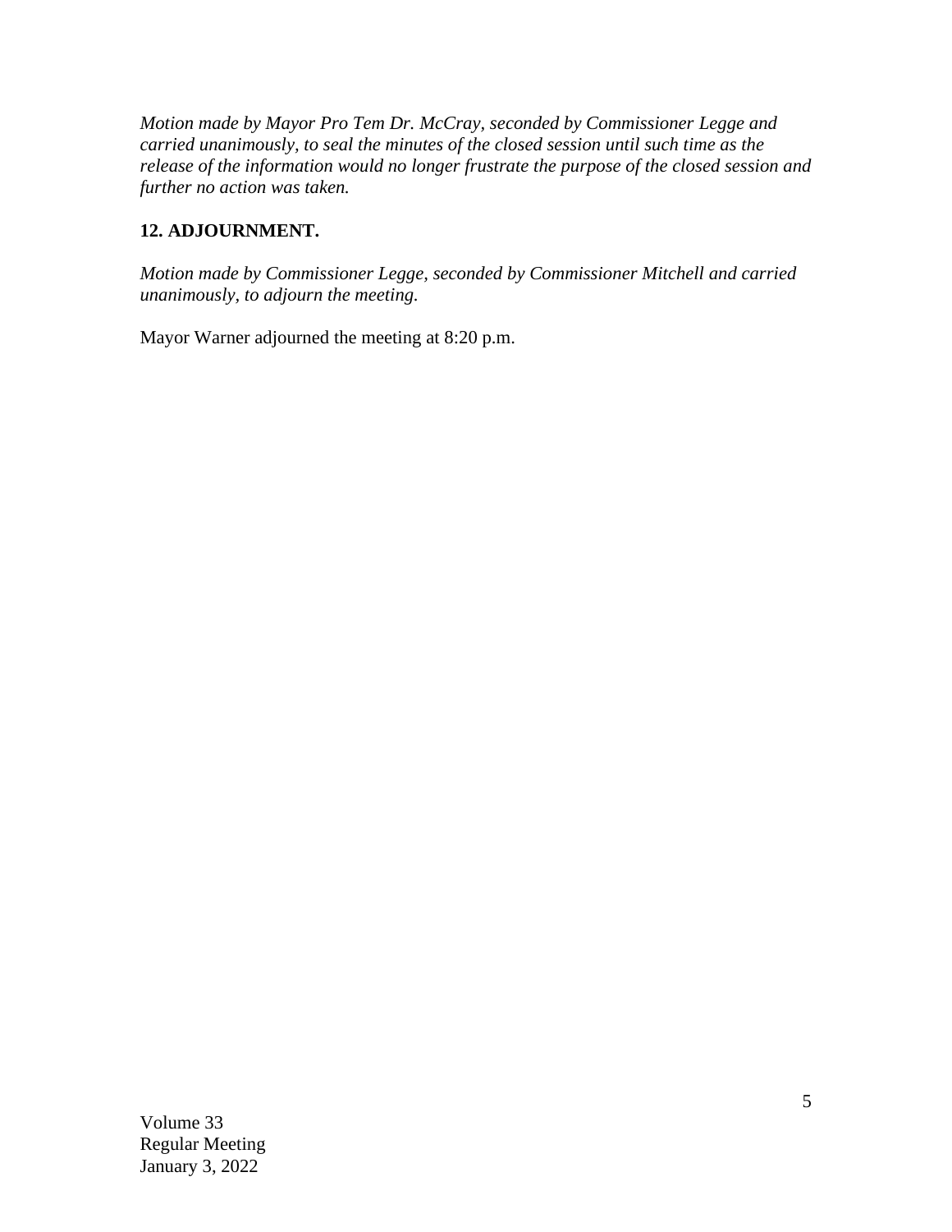*Motion made by Mayor Pro Tem Dr. McCray, seconded by Commissioner Legge and carried unanimously, to seal the minutes of the closed session until such time as the release of the information would no longer frustrate the purpose of the closed session and further no action was taken.*

**12. ADJOURNMENT.**

*Motion made by Commissioner Legge, seconded by Commissioner Mitchell and carried unanimously, to adjourn the meeting.*

Mayor Warner adjourned the meeting at 8:20 p.m.